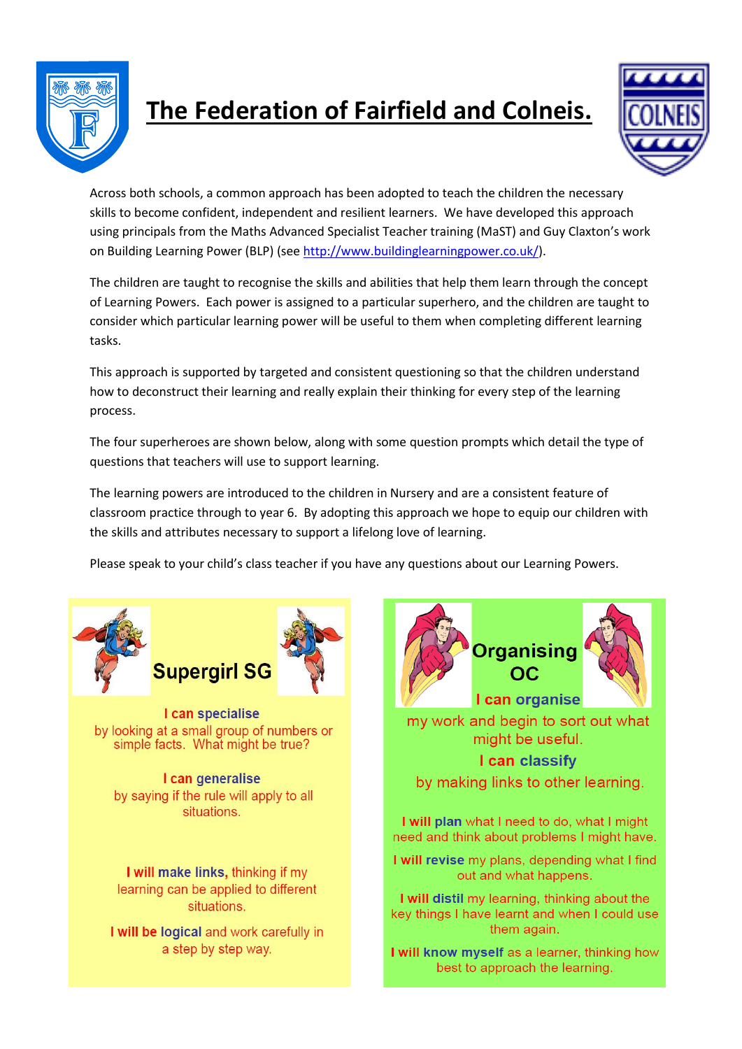# The Federation of Fairfield and Colneis.

Across both schools, a common approach has been adopted to teach the children the necessary skills to become confident, independent and resilient learners. We have developed this approach using principals from the Maths Advanced Specialist Teacher training (MaST) and Guy Claxton's work on Building Learning Power (BLP) (see http://www.buildinglearningpower.co.uk/).

The children are taught to recognise the skills and abilities that help them learn through the concept of Learning Powers. Each power is assigned to a particular superhero, and the children are taught to consider which particular learning power will be useful to them when completing different learning tasks.

This approach is supported by targeted and consistent questioning so that the children understand how to deconstruct their learning and really explain their thinking for every step of the learning process.

The four superheroes are shown below, along with some question prompts which detail the type of questions that teachers will use to support learning.

The learning powers are introduced to the children in Nursery and are a consistent feature of classroom practice through to year 6. By adopting this approach we hope to equip our children with the skills and attributes necessary to support a lifelong love of learning.

Please speak to your child's class teacher if you have any questions about our Learning Powers.

## Supergirl SG

**I can specialise** by looking at a small group of numbers or simple facts. What might be true?

**I can generalise** by saying if the rule will apply to all situations.

**I will make links,** thinking if my learning can be applied to different situations.

**I will be logical** and work carefully in a step by step way.

## Organising OC

**I can organise** my work and begin to sort out what might be useful.

**I can classify** by making links to other learning.

**I will plan** what I need to do, what I might need and think about problems I might have.

**I will revise** my plans, depending what I find out and what happens.

**I will distil** my learning, thinking about the key things I have learnt and when I could use them again.

**I will know myself** as a learner, thinking how best to approach the learning.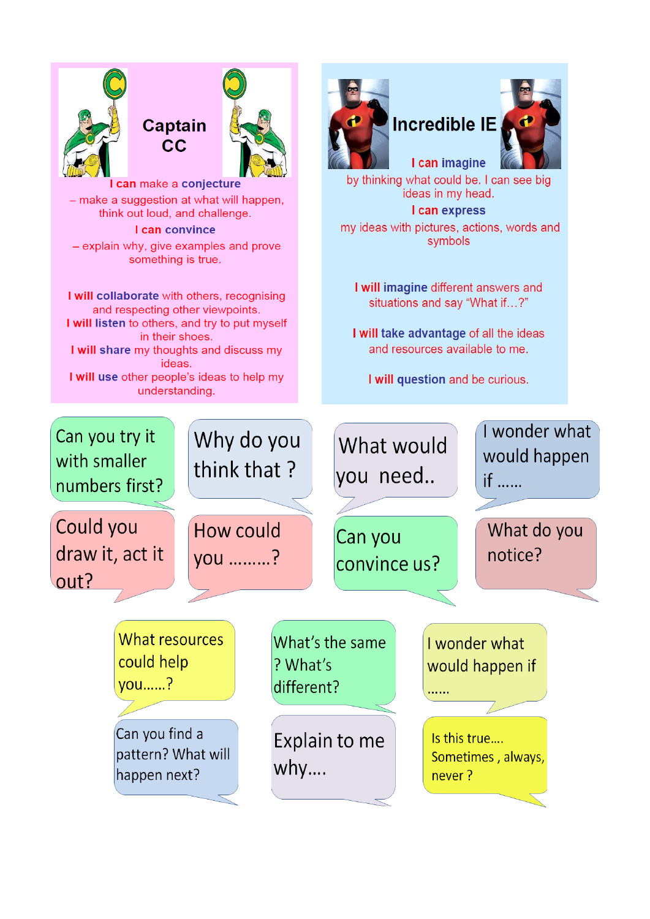## Captain CC

**I can** make a **conjecture**

– make a suggestion at what will happen, think out loud, and challenge.

**I can convince**

– explain why, give examples and prove something is true.

**I will collaborate** with others, recognising and respecting other viewpoints.
**I will listen** to others, and try to put myself in their shoes.
**I will share** my thoughts and discuss my ideas.
**I will use** other people's ideas to help my understanding.

## Incredible IE

**I can imagine**

by thinking what could be. I can see big ideas in my head.

**I can express**

my ideas with pictures, actions, words and symbols

**I will imagine** different answers and situations and say "What if…?"

**I will take advantage** of all the ideas and resources available to me.

**I will question** and be curious.

---

Can you try it with smaller numbers first?

Why do you think that ?

What would you need..

I wonder what would happen if ……

Could you draw it, act it out?

How could you ………?

Can you convince us?

What do you notice?

What resources could help you……?

What's the same ? What's different?

I wonder what would happen if ……

Can you find a pattern? What will happen next?

Explain to me why….

Is this true…. Sometimes , always, never ?